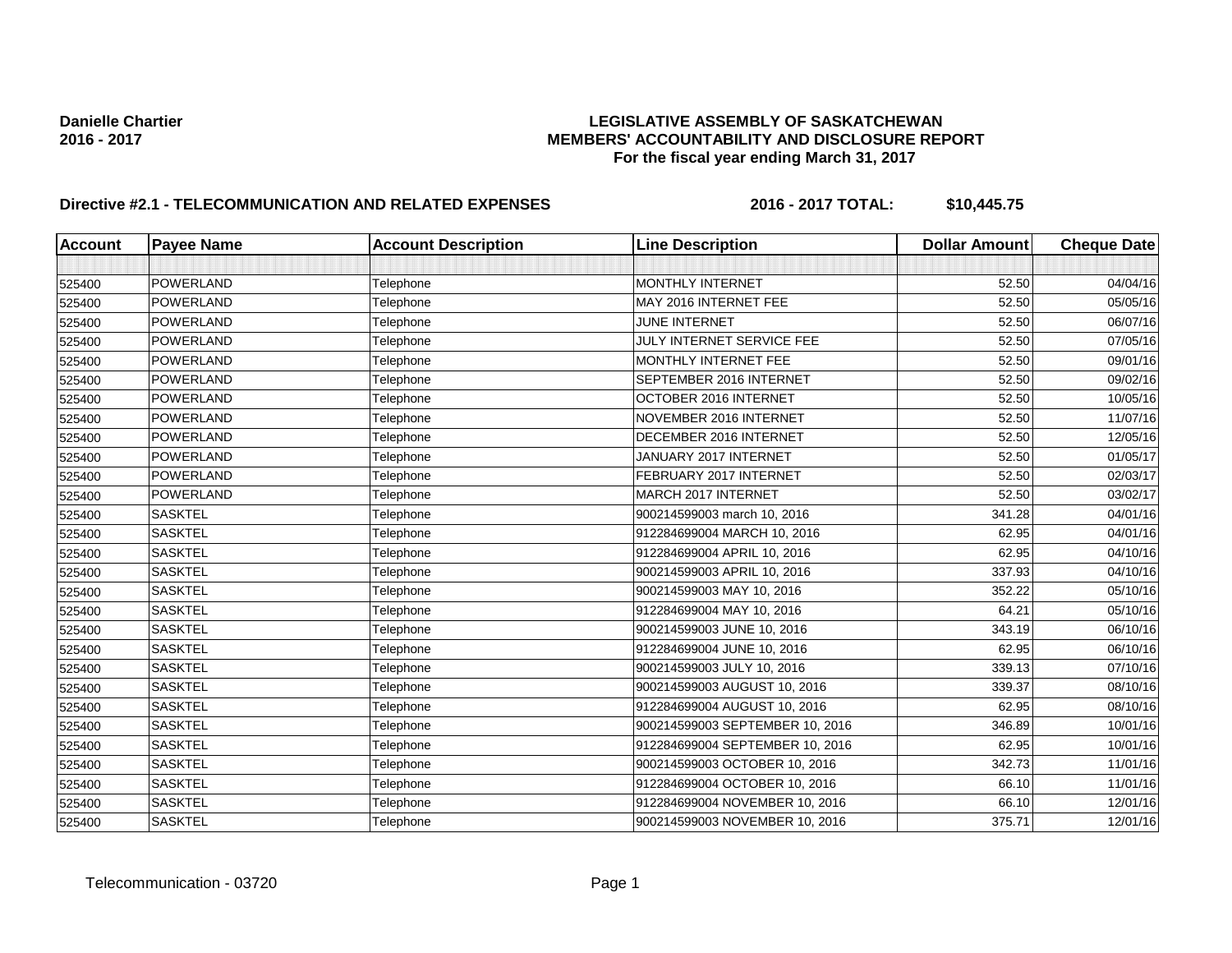Danielle Chartier
2016 - 2017

# LEGISLATIVE ASSEMBLY OF SASKATCHEWAN
## MEMBERS' ACCOUNTABILITY AND DISCLOSURE REPORT
### For the fiscal year ending March 31, 2017

**Directive #2.1 - TELECOMMUNICATION AND RELATED EXPENSES** **2016 - 2017 TOTAL: $10,445.75**

| Account | Payee Name | Account Description | Line Description | Dollar Amount | Cheque Date |
|---|---|---|---|---|---|
| | | | | | |
| 525400 | POWERLAND | Telephone | MONTHLY INTERNET | 52.50 | 04/04/16 |
| 525400 | POWERLAND | Telephone | MAY 2016 INTERNET FEE | 52.50 | 05/05/16 |
| 525400 | POWERLAND | Telephone | JUNE INTERNET | 52.50 | 06/07/16 |
| 525400 | POWERLAND | Telephone | JULY INTERNET SERVICE FEE | 52.50 | 07/05/16 |
| 525400 | POWERLAND | Telephone | MONTHLY INTERNET FEE | 52.50 | 09/01/16 |
| 525400 | POWERLAND | Telephone | SEPTEMBER 2016 INTERNET | 52.50 | 09/02/16 |
| 525400 | POWERLAND | Telephone | OCTOBER 2016 INTERNET | 52.50 | 10/05/16 |
| 525400 | POWERLAND | Telephone | NOVEMBER 2016 INTERNET | 52.50 | 11/07/16 |
| 525400 | POWERLAND | Telephone | DECEMBER 2016 INTERNET | 52.50 | 12/05/16 |
| 525400 | POWERLAND | Telephone | JANUARY 2017 INTERNET | 52.50 | 01/05/17 |
| 525400 | POWERLAND | Telephone | FEBRUARY 2017 INTERNET | 52.50 | 02/03/17 |
| 525400 | POWERLAND | Telephone | MARCH 2017 INTERNET | 52.50 | 03/02/17 |
| 525400 | SASKTEL | Telephone | 900214599003 march 10, 2016 | 341.28 | 04/01/16 |
| 525400 | SASKTEL | Telephone | 912284699004 MARCH 10, 2016 | 62.95 | 04/01/16 |
| 525400 | SASKTEL | Telephone | 912284699004 APRIL 10, 2016 | 62.95 | 04/10/16 |
| 525400 | SASKTEL | Telephone | 900214599003 APRIL 10, 2016 | 337.93 | 04/10/16 |
| 525400 | SASKTEL | Telephone | 900214599003 MAY 10, 2016 | 352.22 | 05/10/16 |
| 525400 | SASKTEL | Telephone | 912284699004 MAY 10, 2016 | 64.21 | 05/10/16 |
| 525400 | SASKTEL | Telephone | 900214599003 JUNE 10, 2016 | 343.19 | 06/10/16 |
| 525400 | SASKTEL | Telephone | 912284699004 JUNE 10, 2016 | 62.95 | 06/10/16 |
| 525400 | SASKTEL | Telephone | 900214599003 JULY 10, 2016 | 339.13 | 07/10/16 |
| 525400 | SASKTEL | Telephone | 900214599003 AUGUST 10, 2016 | 339.37 | 08/10/16 |
| 525400 | SASKTEL | Telephone | 912284699004 AUGUST 10, 2016 | 62.95 | 08/10/16 |
| 525400 | SASKTEL | Telephone | 900214599003 SEPTEMBER 10, 2016 | 346.89 | 10/01/16 |
| 525400 | SASKTEL | Telephone | 912284699004 SEPTEMBER 10, 2016 | 62.95 | 10/01/16 |
| 525400 | SASKTEL | Telephone | 900214599003 OCTOBER 10, 2016 | 342.73 | 11/01/16 |
| 525400 | SASKTEL | Telephone | 912284699004 OCTOBER 10, 2016 | 66.10 | 11/01/16 |
| 525400 | SASKTEL | Telephone | 912284699004 NOVEMBER 10, 2016 | 66.10 | 12/01/16 |
| 525400 | SASKTEL | Telephone | 900214599003 NOVEMBER 10, 2016 | 375.71 | 12/01/16 |

Telecommunication - 03720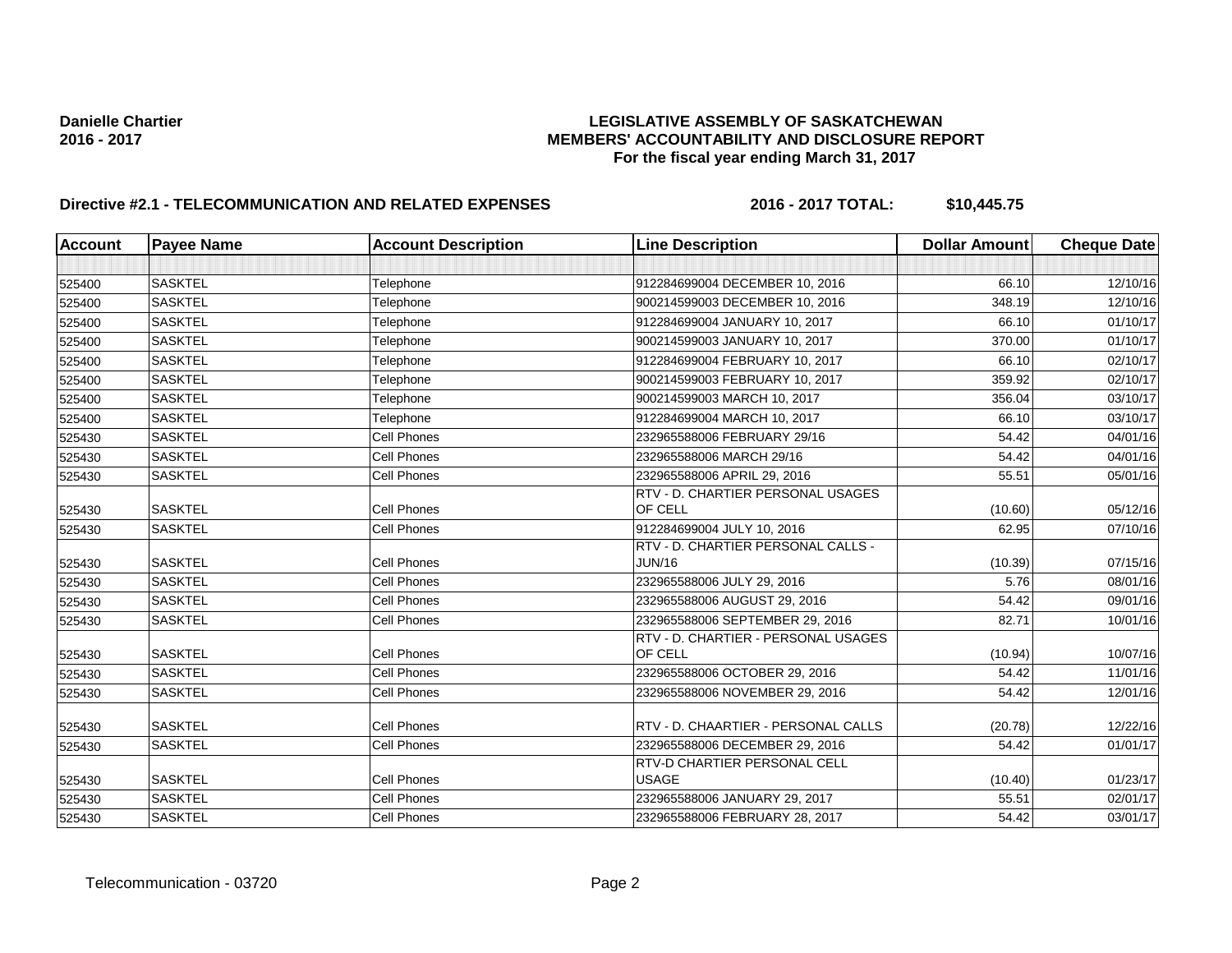**Danielle Chartier**
**2016 - 2017**

**LEGISLATIVE ASSEMBLY OF SASKATCHEWAN**
**MEMBERS' ACCOUNTABILITY AND DISCLOSURE REPORT**
**For the fiscal year ending March 31, 2017**

**Directive #2.1 - TELECOMMUNICATION AND RELATED EXPENSES** **2016 - 2017 TOTAL: $10,445.75**

| Account | Payee Name | Account Description | Line Description | Dollar Amount | Cheque Date |
|---|---|---|---|---|---|
| | | | | | |
| 525400 | SASKTEL | Telephone | 912284699004 DECEMBER 10, 2016 | 66.10 | 12/10/16 |
| 525400 | SASKTEL | Telephone | 900214599003 DECEMBER 10, 2016 | 348.19 | 12/10/16 |
| 525400 | SASKTEL | Telephone | 912284699004 JANUARY 10, 2017 | 66.10 | 01/10/17 |
| 525400 | SASKTEL | Telephone | 900214599003 JANUARY 10, 2017 | 370.00 | 01/10/17 |
| 525400 | SASKTEL | Telephone | 912284699004 FEBRUARY 10, 2017 | 66.10 | 02/10/17 |
| 525400 | SASKTEL | Telephone | 900214599003 FEBRUARY 10, 2017 | 359.92 | 02/10/17 |
| 525400 | SASKTEL | Telephone | 900214599003 MARCH 10, 2017 | 356.04 | 03/10/17 |
| 525400 | SASKTEL | Telephone | 912284699004 MARCH 10, 2017 | 66.10 | 03/10/17 |
| 525430 | SASKTEL | Cell Phones | 232965588006 FEBRUARY 29/16 | 54.42 | 04/01/16 |
| 525430 | SASKTEL | Cell Phones | 232965588006 MARCH 29/16 | 54.42 | 04/01/16 |
| 525430 | SASKTEL | Cell Phones | 232965588006 APRIL 29, 2016 | 55.51 | 05/01/16 |
| 525430 | SASKTEL | Cell Phones | RTV - D. CHARTIER PERSONAL USAGES OF CELL | (10.60) | 05/12/16 |
| 525430 | SASKTEL | Cell Phones | 912284699004 JULY 10, 2016 | 62.95 | 07/10/16 |
| 525430 | SASKTEL | Cell Phones | RTV - D. CHARTIER PERSONAL CALLS - JUN/16 | (10.39) | 07/15/16 |
| 525430 | SASKTEL | Cell Phones | 232965588006 JULY 29, 2016 | 5.76 | 08/01/16 |
| 525430 | SASKTEL | Cell Phones | 232965588006 AUGUST 29, 2016 | 54.42 | 09/01/16 |
| 525430 | SASKTEL | Cell Phones | 232965588006 SEPTEMBER 29, 2016 | 82.71 | 10/01/16 |
| 525430 | SASKTEL | Cell Phones | RTV - D. CHARTIER - PERSONAL USAGES OF CELL | (10.94) | 10/07/16 |
| 525430 | SASKTEL | Cell Phones | 232965588006 OCTOBER 29, 2016 | 54.42 | 11/01/16 |
| 525430 | SASKTEL | Cell Phones | 232965588006 NOVEMBER 29, 2016 | 54.42 | 12/01/16 |
| 525430 | SASKTEL | Cell Phones | RTV - D. CHAARTIER - PERSONAL CALLS | (20.78) | 12/22/16 |
| 525430 | SASKTEL | Cell Phones | 232965588006 DECEMBER 29, 2016 | 54.42 | 01/01/17 |
| 525430 | SASKTEL | Cell Phones | RTV-D CHARTIER PERSONAL CELL USAGE | (10.40) | 01/23/17 |
| 525430 | SASKTEL | Cell Phones | 232965588006 JANUARY 29, 2017 | 55.51 | 02/01/17 |
| 525430 | SASKTEL | Cell Phones | 232965588006 FEBRUARY 28, 2017 | 54.42 | 03/01/17 |

Telecommunication - 03720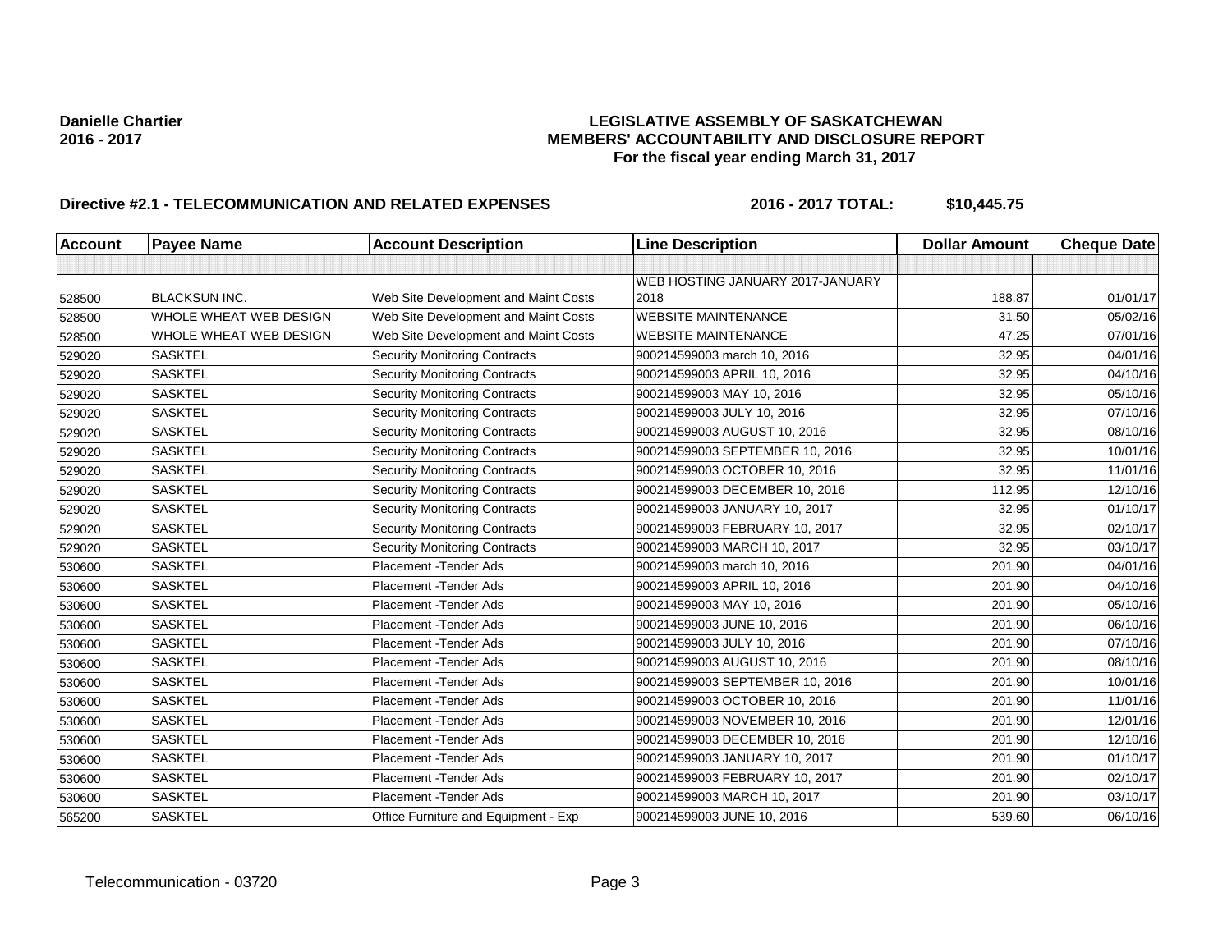**Danielle Chartier**
**2016 - 2017**

**LEGISLATIVE ASSEMBLY OF SASKATCHEWAN**
**MEMBERS' ACCOUNTABILITY AND DISCLOSURE REPORT**
**For the fiscal year ending March 31, 2017**

**Directive #2.1 - TELECOMMUNICATION AND RELATED EXPENSES** **2016 - 2017 TOTAL: $10,445.75**

| Account | Payee Name | Account Description | Line Description | Dollar Amount | Cheque Date |
|---|---|---|---|---|---|
| | | | | | |
| 528500 | BLACKSUN INC. | Web Site Development and Maint Costs | WEB HOSTING JANUARY 2017-JANUARY 2018 | 188.87 | 01/01/17 |
| 528500 | WHOLE WHEAT WEB DESIGN | Web Site Development and Maint Costs | WEBSITE MAINTENANCE | 31.50 | 05/02/16 |
| 528500 | WHOLE WHEAT WEB DESIGN | Web Site Development and Maint Costs | WEBSITE MAINTENANCE | 47.25 | 07/01/16 |
| 529020 | SASKTEL | Security Monitoring Contracts | 900214599003 march 10, 2016 | 32.95 | 04/01/16 |
| 529020 | SASKTEL | Security Monitoring Contracts | 900214599003 APRIL 10, 2016 | 32.95 | 04/10/16 |
| 529020 | SASKTEL | Security Monitoring Contracts | 900214599003 MAY 10, 2016 | 32.95 | 05/10/16 |
| 529020 | SASKTEL | Security Monitoring Contracts | 900214599003 JULY 10, 2016 | 32.95 | 07/10/16 |
| 529020 | SASKTEL | Security Monitoring Contracts | 900214599003 AUGUST 10, 2016 | 32.95 | 08/10/16 |
| 529020 | SASKTEL | Security Monitoring Contracts | 900214599003 SEPTEMBER 10, 2016 | 32.95 | 10/01/16 |
| 529020 | SASKTEL | Security Monitoring Contracts | 900214599003 OCTOBER 10, 2016 | 32.95 | 11/01/16 |
| 529020 | SASKTEL | Security Monitoring Contracts | 900214599003 DECEMBER 10, 2016 | 112.95 | 12/10/16 |
| 529020 | SASKTEL | Security Monitoring Contracts | 900214599003 JANUARY 10, 2017 | 32.95 | 01/10/17 |
| 529020 | SASKTEL | Security Monitoring Contracts | 900214599003 FEBRUARY 10, 2017 | 32.95 | 02/10/17 |
| 529020 | SASKTEL | Security Monitoring Contracts | 900214599003 MARCH 10, 2017 | 32.95 | 03/10/17 |
| 530600 | SASKTEL | Placement -Tender Ads | 900214599003 march 10, 2016 | 201.90 | 04/01/16 |
| 530600 | SASKTEL | Placement -Tender Ads | 900214599003 APRIL 10, 2016 | 201.90 | 04/10/16 |
| 530600 | SASKTEL | Placement -Tender Ads | 900214599003 MAY 10, 2016 | 201.90 | 05/10/16 |
| 530600 | SASKTEL | Placement -Tender Ads | 900214599003 JUNE 10, 2016 | 201.90 | 06/10/16 |
| 530600 | SASKTEL | Placement -Tender Ads | 900214599003 JULY 10, 2016 | 201.90 | 07/10/16 |
| 530600 | SASKTEL | Placement -Tender Ads | 900214599003 AUGUST 10, 2016 | 201.90 | 08/10/16 |
| 530600 | SASKTEL | Placement -Tender Ads | 900214599003 SEPTEMBER 10, 2016 | 201.90 | 10/01/16 |
| 530600 | SASKTEL | Placement -Tender Ads | 900214599003 OCTOBER 10, 2016 | 201.90 | 11/01/16 |
| 530600 | SASKTEL | Placement -Tender Ads | 900214599003 NOVEMBER 10, 2016 | 201.90 | 12/01/16 |
| 530600 | SASKTEL | Placement -Tender Ads | 900214599003 DECEMBER 10, 2016 | 201.90 | 12/10/16 |
| 530600 | SASKTEL | Placement -Tender Ads | 900214599003 JANUARY 10, 2017 | 201.90 | 01/10/17 |
| 530600 | SASKTEL | Placement -Tender Ads | 900214599003 FEBRUARY 10, 2017 | 201.90 | 02/10/17 |
| 530600 | SASKTEL | Placement -Tender Ads | 900214599003 MARCH 10, 2017 | 201.90 | 03/10/17 |
| 565200 | SASKTEL | Office Furniture and Equipment - Exp | 900214599003 JUNE 10, 2016 | 539.60 | 06/10/16 |

Telecommunication - 03720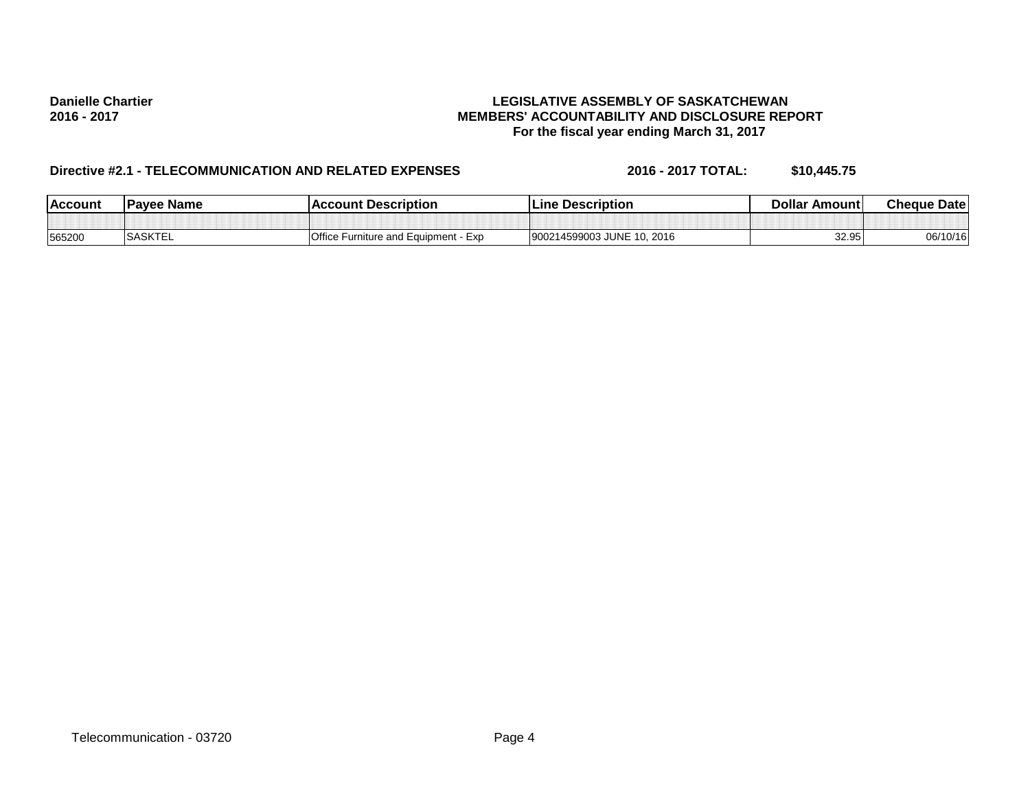**Danielle Chartier**
**2016 - 2017**

**LEGISLATIVE ASSEMBLY OF SASKATCHEWAN**
**MEMBERS' ACCOUNTABILITY AND DISCLOSURE REPORT**
**For the fiscal year ending March 31, 2017**

**Directive #2.1 - TELECOMMUNICATION AND RELATED EXPENSES** **2016 - 2017 TOTAL: $10,445.75**

| Account | Payee Name | Account Description | Line Description | Dollar Amount | Cheque Date |
|---|---|---|---|---|---|
| | | | | | |
| 565200 | SASKTEL | Office Furniture and Equipment - Exp | 900214599003 JUNE 10, 2016 | 32.95 | 06/10/16 |

Telecommunication - 03720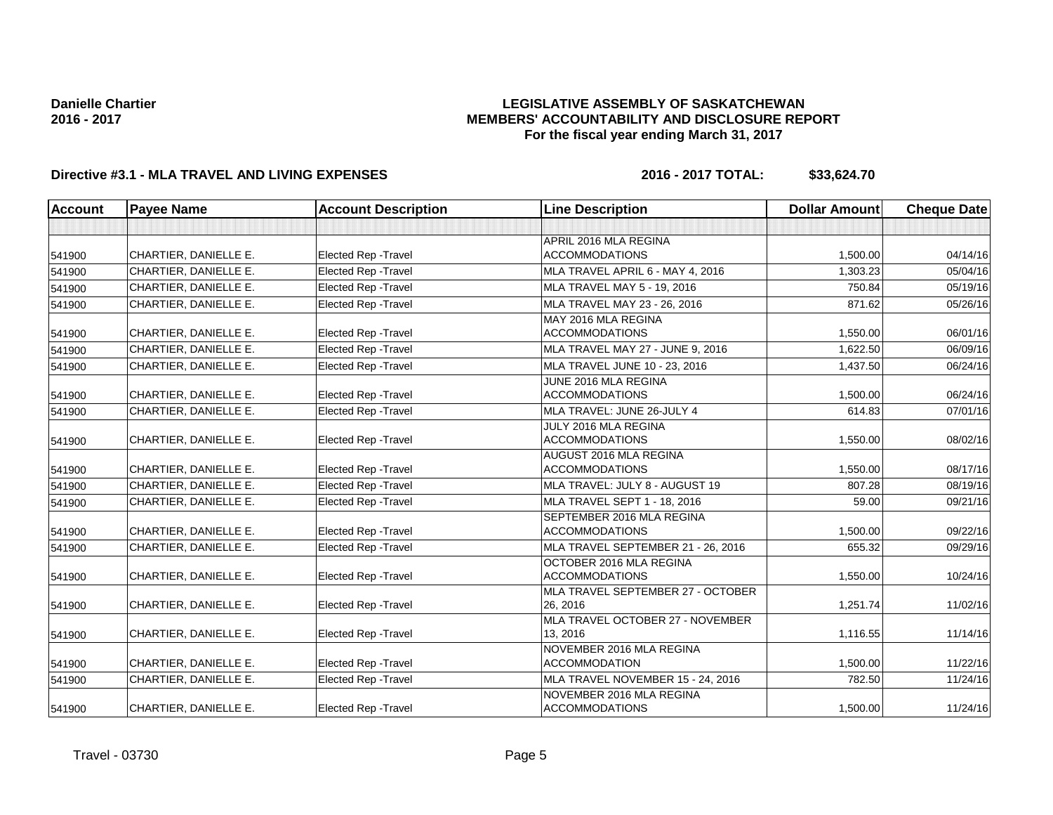Danielle Chartier
2016 - 2017

**LEGISLATIVE ASSEMBLY OF SASKATCHEWAN**
**MEMBERS' ACCOUNTABILITY AND DISCLOSURE REPORT**
**For the fiscal year ending March 31, 2017**

**Directive #3.1 - MLA TRAVEL AND LIVING EXPENSES** **2016 - 2017 TOTAL: $33,624.70**

| Account | Payee Name | Account Description | Line Description | Dollar Amount | Cheque Date |
|---|---|---|---|---|---|
| | | | | | |
| 541900 | CHARTIER, DANIELLE E. | Elected Rep -Travel | APRIL 2016 MLA REGINA ACCOMMODATIONS | 1,500.00 | 04/14/16 |
| 541900 | CHARTIER, DANIELLE E. | Elected Rep -Travel | MLA TRAVEL APRIL 6 - MAY 4, 2016 | 1,303.23 | 05/04/16 |
| 541900 | CHARTIER, DANIELLE E. | Elected Rep -Travel | MLA TRAVEL MAY 5 - 19, 2016 | 750.84 | 05/19/16 |
| 541900 | CHARTIER, DANIELLE E. | Elected Rep -Travel | MLA TRAVEL MAY 23 - 26, 2016 | 871.62 | 05/26/16 |
| 541900 | CHARTIER, DANIELLE E. | Elected Rep -Travel | MAY 2016 MLA REGINA ACCOMMODATIONS | 1,550.00 | 06/01/16 |
| 541900 | CHARTIER, DANIELLE E. | Elected Rep -Travel | MLA TRAVEL MAY 27 - JUNE 9, 2016 | 1,622.50 | 06/09/16 |
| 541900 | CHARTIER, DANIELLE E. | Elected Rep -Travel | MLA TRAVEL JUNE 10 - 23, 2016 | 1,437.50 | 06/24/16 |
| 541900 | CHARTIER, DANIELLE E. | Elected Rep -Travel | JUNE 2016 MLA REGINA ACCOMMODATIONS | 1,500.00 | 06/24/16 |
| 541900 | CHARTIER, DANIELLE E. | Elected Rep -Travel | MLA TRAVEL: JUNE 26-JULY 4 | 614.83 | 07/01/16 |
| 541900 | CHARTIER, DANIELLE E. | Elected Rep -Travel | JULY 2016 MLA REGINA ACCOMMODATIONS | 1,550.00 | 08/02/16 |
| 541900 | CHARTIER, DANIELLE E. | Elected Rep -Travel | AUGUST 2016 MLA REGINA ACCOMMODATIONS | 1,550.00 | 08/17/16 |
| 541900 | CHARTIER, DANIELLE E. | Elected Rep -Travel | MLA TRAVEL: JULY 8 - AUGUST 19 | 807.28 | 08/19/16 |
| 541900 | CHARTIER, DANIELLE E. | Elected Rep -Travel | MLA TRAVEL SEPT 1 - 18, 2016 | 59.00 | 09/21/16 |
| 541900 | CHARTIER, DANIELLE E. | Elected Rep -Travel | SEPTEMBER 2016 MLA REGINA ACCOMMODATIONS | 1,500.00 | 09/22/16 |
| 541900 | CHARTIER, DANIELLE E. | Elected Rep -Travel | MLA TRAVEL SEPTEMBER 21 - 26, 2016 | 655.32 | 09/29/16 |
| 541900 | CHARTIER, DANIELLE E. | Elected Rep -Travel | OCTOBER 2016 MLA REGINA ACCOMMODATIONS | 1,550.00 | 10/24/16 |
| 541900 | CHARTIER, DANIELLE E. | Elected Rep -Travel | MLA TRAVEL SEPTEMBER 27 - OCTOBER 26, 2016 | 1,251.74 | 11/02/16 |
| 541900 | CHARTIER, DANIELLE E. | Elected Rep -Travel | MLA TRAVEL OCTOBER 27 - NOVEMBER 13, 2016 | 1,116.55 | 11/14/16 |
| 541900 | CHARTIER, DANIELLE E. | Elected Rep -Travel | NOVEMBER 2016 MLA REGINA ACCOMMODATION | 1,500.00 | 11/22/16 |
| 541900 | CHARTIER, DANIELLE E. | Elected Rep -Travel | MLA TRAVEL NOVEMBER 15 - 24, 2016 | 782.50 | 11/24/16 |
| 541900 | CHARTIER, DANIELLE E. | Elected Rep -Travel | NOVEMBER 2016 MLA REGINA ACCOMMODATIONS | 1,500.00 | 11/24/16 |

Travel - 03730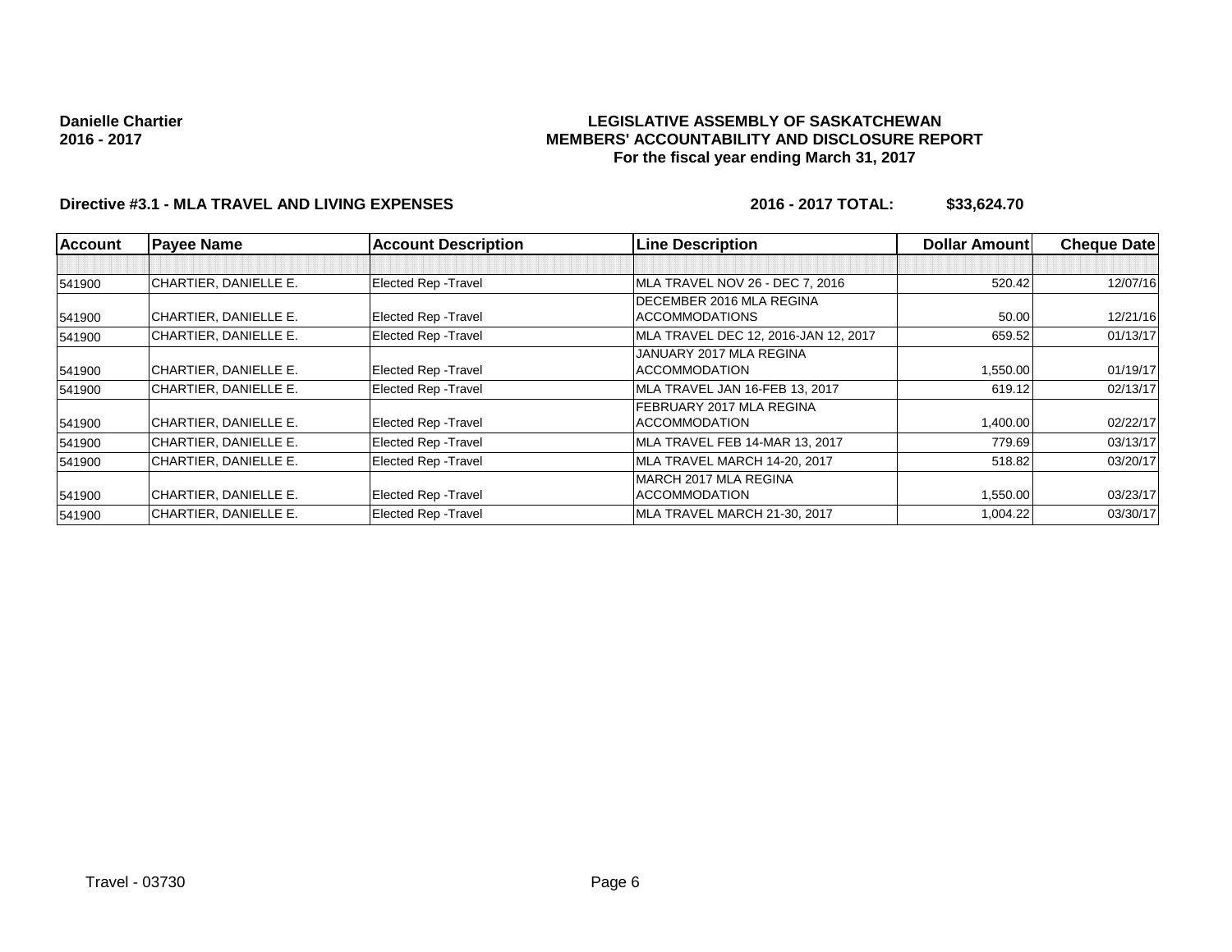**Danielle Chartier**
**2016 - 2017**

**LEGISLATIVE ASSEMBLY OF SASKATCHEWAN**
**MEMBERS' ACCOUNTABILITY AND DISCLOSURE REPORT**
**For the fiscal year ending March 31, 2017**

**Directive #3.1 - MLA TRAVEL AND LIVING EXPENSES** **2016 - 2017 TOTAL: $33,624.70**

| Account | Payee Name | Account Description | Line Description | Dollar Amount | Cheque Date |
|---|---|---|---|---|---|
| | | | | | |
| 541900 | CHARTIER, DANIELLE E. | Elected Rep -Travel | MLA TRAVEL NOV 26 - DEC 7, 2016 | 520.42 | 12/07/16 |
| 541900 | CHARTIER, DANIELLE E. | Elected Rep -Travel | DECEMBER 2016 MLA REGINA ACCOMMODATIONS | 50.00 | 12/21/16 |
| 541900 | CHARTIER, DANIELLE E. | Elected Rep -Travel | MLA TRAVEL DEC 12, 2016-JAN 12, 2017 | 659.52 | 01/13/17 |
| 541900 | CHARTIER, DANIELLE E. | Elected Rep -Travel | JANUARY 2017 MLA REGINA ACCOMMODATION | 1,550.00 | 01/19/17 |
| 541900 | CHARTIER, DANIELLE E. | Elected Rep -Travel | MLA TRAVEL JAN 16-FEB 13, 2017 | 619.12 | 02/13/17 |
| 541900 | CHARTIER, DANIELLE E. | Elected Rep -Travel | FEBRUARY 2017 MLA REGINA ACCOMMODATION | 1,400.00 | 02/22/17 |
| 541900 | CHARTIER, DANIELLE E. | Elected Rep -Travel | MLA TRAVEL FEB 14-MAR 13, 2017 | 779.69 | 03/13/17 |
| 541900 | CHARTIER, DANIELLE E. | Elected Rep -Travel | MLA TRAVEL MARCH 14-20, 2017 | 518.82 | 03/20/17 |
| 541900 | CHARTIER, DANIELLE E. | Elected Rep -Travel | MARCH 2017 MLA REGINA ACCOMMODATION | 1,550.00 | 03/23/17 |
| 541900 | CHARTIER, DANIELLE E. | Elected Rep -Travel | MLA TRAVEL MARCH 21-30, 2017 | 1,004.22 | 03/30/17 |

Travel - 03730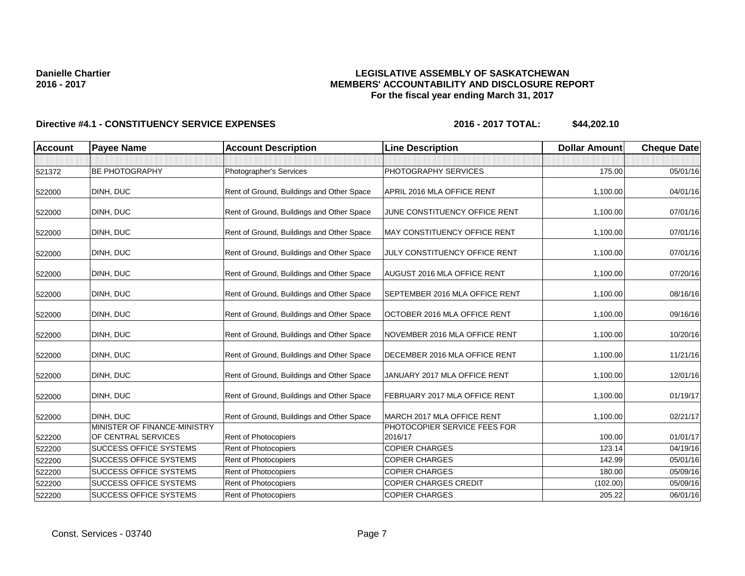**Danielle Chartier**
**2016 - 2017**

**LEGISLATIVE ASSEMBLY OF SASKATCHEWAN**
**MEMBERS' ACCOUNTABILITY AND DISCLOSURE REPORT**
**For the fiscal year ending March 31, 2017**

**Directive #4.1 - CONSTITUENCY SERVICE EXPENSES** **2016 - 2017 TOTAL: $44,202.10**

| Account | Payee Name | Account Description | Line Description | Dollar Amount | Cheque Date |
|---|---|---|---|---|---|
| | | | | | |
| 521372 | BE PHOTOGRAPHY | Photographer's Services | PHOTOGRAPHY SERVICES | 175.00 | 05/01/16 |
| 522000 | DINH, DUC | Rent of Ground, Buildings and Other Space | APRIL 2016 MLA OFFICE RENT | 1,100.00 | 04/01/16 |
| 522000 | DINH, DUC | Rent of Ground, Buildings and Other Space | JUNE CONSTITUENCY OFFICE RENT | 1,100.00 | 07/01/16 |
| 522000 | DINH, DUC | Rent of Ground, Buildings and Other Space | MAY CONSTITUENCY OFFICE RENT | 1,100.00 | 07/01/16 |
| 522000 | DINH, DUC | Rent of Ground, Buildings and Other Space | JULY CONSTITUENCY OFFICE RENT | 1,100.00 | 07/01/16 |
| 522000 | DINH, DUC | Rent of Ground, Buildings and Other Space | AUGUST 2016 MLA OFFICE RENT | 1,100.00 | 07/20/16 |
| 522000 | DINH, DUC | Rent of Ground, Buildings and Other Space | SEPTEMBER 2016 MLA OFFICE RENT | 1,100.00 | 08/16/16 |
| 522000 | DINH, DUC | Rent of Ground, Buildings and Other Space | OCTOBER 2016 MLA OFFICE RENT | 1,100.00 | 09/16/16 |
| 522000 | DINH, DUC | Rent of Ground, Buildings and Other Space | NOVEMBER 2016 MLA OFFICE RENT | 1,100.00 | 10/20/16 |
| 522000 | DINH, DUC | Rent of Ground, Buildings and Other Space | DECEMBER 2016 MLA OFFICE RENT | 1,100.00 | 11/21/16 |
| 522000 | DINH, DUC | Rent of Ground, Buildings and Other Space | JANUARY 2017 MLA OFFICE RENT | 1,100.00 | 12/01/16 |
| 522000 | DINH, DUC | Rent of Ground, Buildings and Other Space | FEBRUARY 2017 MLA OFFICE RENT | 1,100.00 | 01/19/17 |
| 522000 | DINH, DUC | Rent of Ground, Buildings and Other Space | MARCH 2017 MLA OFFICE RENT | 1,100.00 | 02/21/17 |
| 522200 | MINISTER OF FINANCE-MINISTRY OF CENTRAL SERVICES | Rent of Photocopiers | PHOTOCOPIER SERVICE FEES FOR 2016/17 | 100.00 | 01/01/17 |
| 522200 | SUCCESS OFFICE SYSTEMS | Rent of Photocopiers | COPIER CHARGES | 123.14 | 04/19/16 |
| 522200 | SUCCESS OFFICE SYSTEMS | Rent of Photocopiers | COPIER CHARGES | 142.99 | 05/01/16 |
| 522200 | SUCCESS OFFICE SYSTEMS | Rent of Photocopiers | COPIER CHARGES | 180.00 | 05/09/16 |
| 522200 | SUCCESS OFFICE SYSTEMS | Rent of Photocopiers | COPIER CHARGES CREDIT | (102.00) | 05/09/16 |
| 522200 | SUCCESS OFFICE SYSTEMS | Rent of Photocopiers | COPIER CHARGES | 205.22 | 06/01/16 |

Const. Services - 03740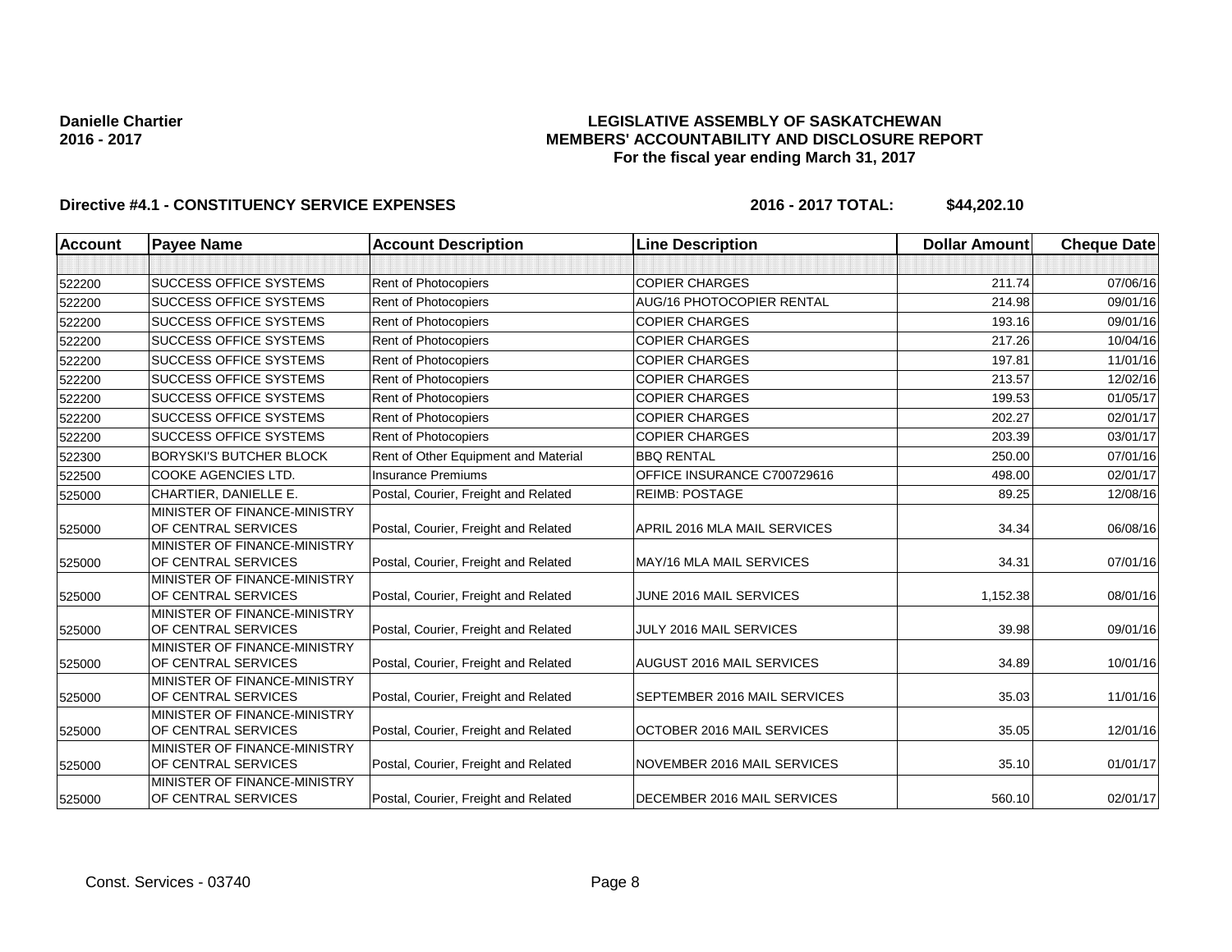**Danielle Chartier**
**2016 - 2017**

**LEGISLATIVE ASSEMBLY OF SASKATCHEWAN**
**MEMBERS' ACCOUNTABILITY AND DISCLOSURE REPORT**
**For the fiscal year ending March 31, 2017**

**Directive #4.1 - CONSTITUENCY SERVICE EXPENSES** **2016 - 2017 TOTAL: $44,202.10**

| Account | Payee Name | Account Description | Line Description | Dollar Amount | Cheque Date |
|---|---|---|---|---|---|
| | | | | | |
| 522200 | SUCCESS OFFICE SYSTEMS | Rent of Photocopiers | COPIER CHARGES | 211.74 | 07/06/16 |
| 522200 | SUCCESS OFFICE SYSTEMS | Rent of Photocopiers | AUG/16 PHOTOCOPIER RENTAL | 214.98 | 09/01/16 |
| 522200 | SUCCESS OFFICE SYSTEMS | Rent of Photocopiers | COPIER CHARGES | 193.16 | 09/01/16 |
| 522200 | SUCCESS OFFICE SYSTEMS | Rent of Photocopiers | COPIER CHARGES | 217.26 | 10/04/16 |
| 522200 | SUCCESS OFFICE SYSTEMS | Rent of Photocopiers | COPIER CHARGES | 197.81 | 11/01/16 |
| 522200 | SUCCESS OFFICE SYSTEMS | Rent of Photocopiers | COPIER CHARGES | 213.57 | 12/02/16 |
| 522200 | SUCCESS OFFICE SYSTEMS | Rent of Photocopiers | COPIER CHARGES | 199.53 | 01/05/17 |
| 522200 | SUCCESS OFFICE SYSTEMS | Rent of Photocopiers | COPIER CHARGES | 202.27 | 02/01/17 |
| 522200 | SUCCESS OFFICE SYSTEMS | Rent of Photocopiers | COPIER CHARGES | 203.39 | 03/01/17 |
| 522300 | BORYSKI'S BUTCHER BLOCK | Rent of Other Equipment and Material | BBQ RENTAL | 250.00 | 07/01/16 |
| 522500 | COOKE AGENCIES LTD. | Insurance Premiums | OFFICE INSURANCE C700729616 | 498.00 | 02/01/17 |
| 525000 | CHARTIER, DANIELLE E. | Postal, Courier, Freight and Related | REIMB: POSTAGE | 89.25 | 12/08/16 |
| 525000 | MINISTER OF FINANCE-MINISTRY OF CENTRAL SERVICES | Postal, Courier, Freight and Related | APRIL 2016 MLA MAIL SERVICES | 34.34 | 06/08/16 |
| 525000 | MINISTER OF FINANCE-MINISTRY OF CENTRAL SERVICES | Postal, Courier, Freight and Related | MAY/16 MLA MAIL SERVICES | 34.31 | 07/01/16 |
| 525000 | MINISTER OF FINANCE-MINISTRY OF CENTRAL SERVICES | Postal, Courier, Freight and Related | JUNE 2016 MAIL SERVICES | 1,152.38 | 08/01/16 |
| 525000 | MINISTER OF FINANCE-MINISTRY OF CENTRAL SERVICES | Postal, Courier, Freight and Related | JULY 2016 MAIL SERVICES | 39.98 | 09/01/16 |
| 525000 | MINISTER OF FINANCE-MINISTRY OF CENTRAL SERVICES | Postal, Courier, Freight and Related | AUGUST 2016 MAIL SERVICES | 34.89 | 10/01/16 |
| 525000 | MINISTER OF FINANCE-MINISTRY OF CENTRAL SERVICES | Postal, Courier, Freight and Related | SEPTEMBER 2016 MAIL SERVICES | 35.03 | 11/01/16 |
| 525000 | MINISTER OF FINANCE-MINISTRY OF CENTRAL SERVICES | Postal, Courier, Freight and Related | OCTOBER 2016 MAIL SERVICES | 35.05 | 12/01/16 |
| 525000 | MINISTER OF FINANCE-MINISTRY OF CENTRAL SERVICES | Postal, Courier, Freight and Related | NOVEMBER 2016 MAIL SERVICES | 35.10 | 01/01/17 |
| 525000 | MINISTER OF FINANCE-MINISTRY OF CENTRAL SERVICES | Postal, Courier, Freight and Related | DECEMBER 2016 MAIL SERVICES | 560.10 | 02/01/17 |

Const. Services - 03740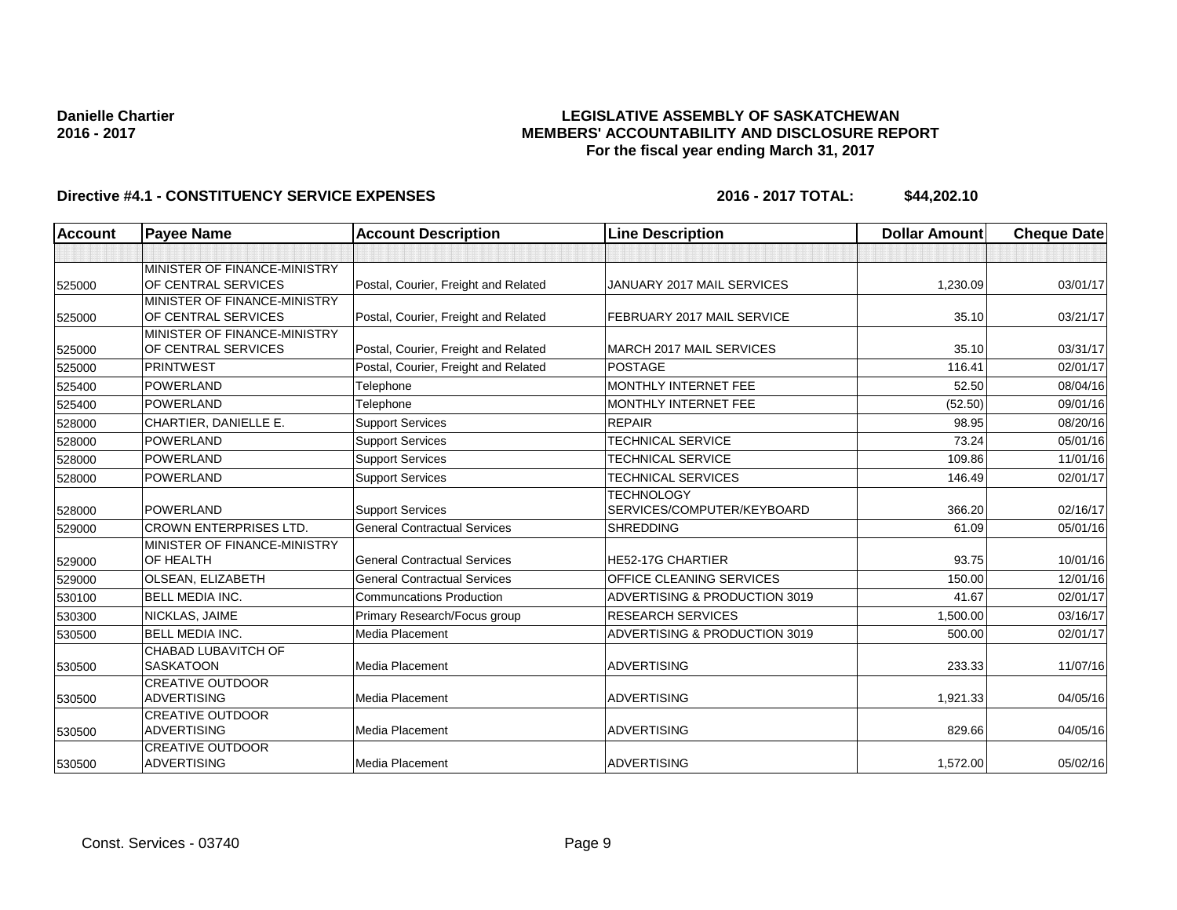**Danielle Chartier**
**2016 - 2017**

**LEGISLATIVE ASSEMBLY OF SASKATCHEWAN**
**MEMBERS' ACCOUNTABILITY AND DISCLOSURE REPORT**
**For the fiscal year ending March 31, 2017**

**Directive #4.1 - CONSTITUENCY SERVICE EXPENSES** **2016 - 2017 TOTAL: $44,202.10**

| Account | Payee Name | Account Description | Line Description | Dollar Amount | Cheque Date |
|---|---|---|---|---|---|
| | | | | | |
| 525000 | MINISTER OF FINANCE-MINISTRY OF CENTRAL SERVICES | Postal, Courier, Freight and Related | JANUARY 2017 MAIL SERVICES | 1,230.09 | 03/01/17 |
| 525000 | MINISTER OF FINANCE-MINISTRY OF CENTRAL SERVICES | Postal, Courier, Freight and Related | FEBRUARY 2017 MAIL SERVICE | 35.10 | 03/21/17 |
| 525000 | MINISTER OF FINANCE-MINISTRY OF CENTRAL SERVICES | Postal, Courier, Freight and Related | MARCH 2017 MAIL SERVICES | 35.10 | 03/31/17 |
| 525000 | PRINTWEST | Postal, Courier, Freight and Related | POSTAGE | 116.41 | 02/01/17 |
| 525400 | POWERLAND | Telephone | MONTHLY INTERNET FEE | 52.50 | 08/04/16 |
| 525400 | POWERLAND | Telephone | MONTHLY INTERNET FEE | (52.50) | 09/01/16 |
| 528000 | CHARTIER, DANIELLE E. | Support Services | REPAIR | 98.95 | 08/20/16 |
| 528000 | POWERLAND | Support Services | TECHNICAL SERVICE | 73.24 | 05/01/16 |
| 528000 | POWERLAND | Support Services | TECHNICAL SERVICE | 109.86 | 11/01/16 |
| 528000 | POWERLAND | Support Services | TECHNICAL SERVICES | 146.49 | 02/01/17 |
| 528000 | POWERLAND | Support Services | TECHNOLOGY SERVICES/COMPUTER/KEYBOARD | 366.20 | 02/16/17 |
| 529000 | CROWN ENTERPRISES LTD. | General Contractual Services | SHREDDING | 61.09 | 05/01/16 |
| 529000 | MINISTER OF FINANCE-MINISTRY OF HEALTH | General Contractual Services | HE52-17G CHARTIER | 93.75 | 10/01/16 |
| 529000 | OLSEAN, ELIZABETH | General Contractual Services | OFFICE CLEANING SERVICES | 150.00 | 12/01/16 |
| 530100 | BELL MEDIA INC. | Communcations Production | ADVERTISING & PRODUCTION 3019 | 41.67 | 02/01/17 |
| 530300 | NICKLAS, JAIME | Primary Research/Focus group | RESEARCH SERVICES | 1,500.00 | 03/16/17 |
| 530500 | BELL MEDIA INC. | Media Placement | ADVERTISING & PRODUCTION 3019 | 500.00 | 02/01/17 |
| 530500 | CHABAD LUBAVITCH OF SASKATOON | Media Placement | ADVERTISING | 233.33 | 11/07/16 |
| 530500 | CREATIVE OUTDOOR ADVERTISING | Media Placement | ADVERTISING | 1,921.33 | 04/05/16 |
| 530500 | CREATIVE OUTDOOR ADVERTISING | Media Placement | ADVERTISING | 829.66 | 04/05/16 |
| 530500 | CREATIVE OUTDOOR ADVERTISING | Media Placement | ADVERTISING | 1,572.00 | 05/02/16 |

Const. Services - 03740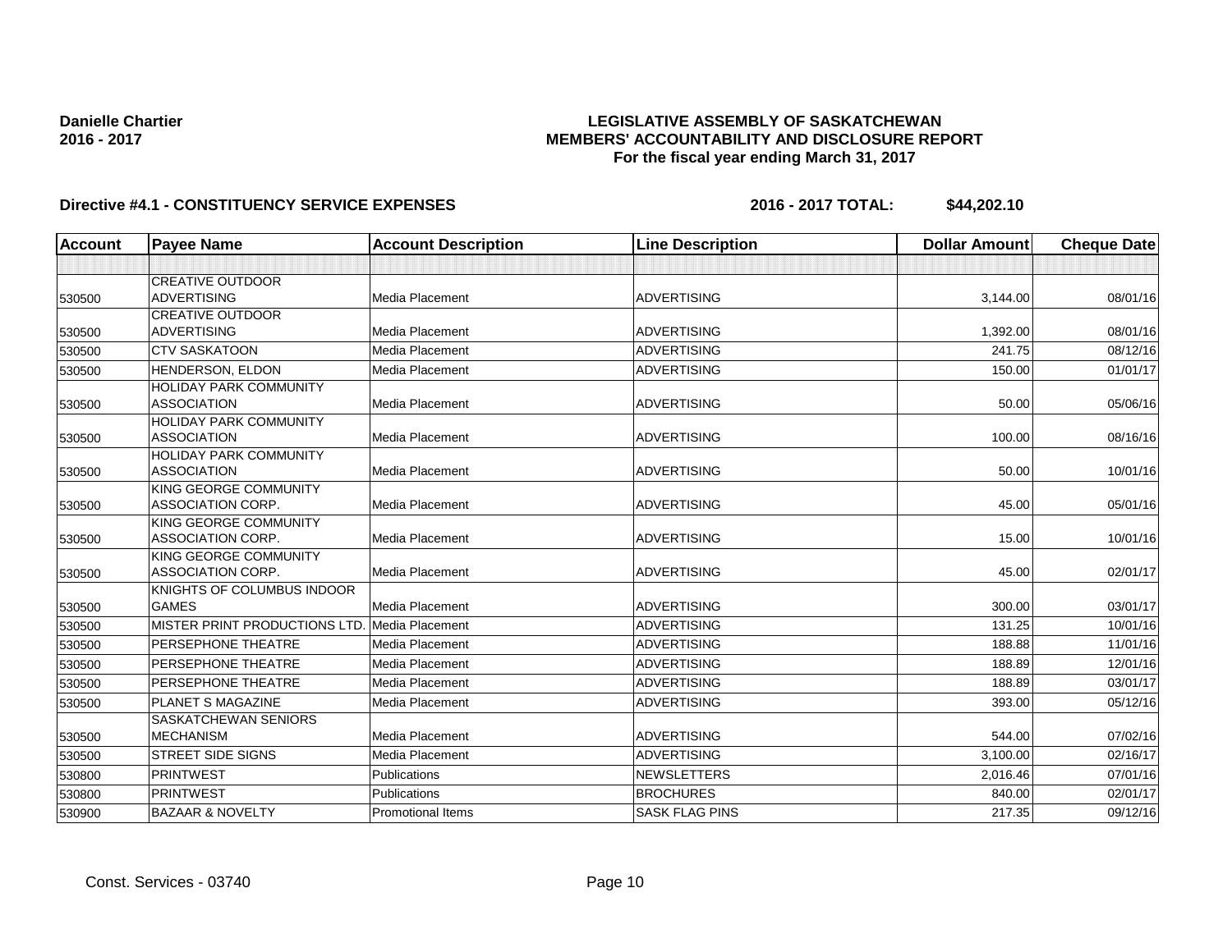**Danielle Chartier**
**2016 - 2017**

**LEGISLATIVE ASSEMBLY OF SASKATCHEWAN**
**MEMBERS' ACCOUNTABILITY AND DISCLOSURE REPORT**
**For the fiscal year ending March 31, 2017**

**Directive #4.1 - CONSTITUENCY SERVICE EXPENSES** **2016 - 2017 TOTAL: $44,202.10**

| Account | Payee Name | Account Description | Line Description | Dollar Amount | Cheque Date |
|---|---|---|---|---|---|
| | | | | | |
| 530500 | CREATIVE OUTDOOR ADVERTISING | Media Placement | ADVERTISING | 3,144.00 | 08/01/16 |
| 530500 | CREATIVE OUTDOOR ADVERTISING | Media Placement | ADVERTISING | 1,392.00 | 08/01/16 |
| 530500 | CTV SASKATOON | Media Placement | ADVERTISING | 241.75 | 08/12/16 |
| 530500 | HENDERSON, ELDON | Media Placement | ADVERTISING | 150.00 | 01/01/17 |
| 530500 | HOLIDAY PARK COMMUNITY ASSOCIATION | Media Placement | ADVERTISING | 50.00 | 05/06/16 |
| 530500 | HOLIDAY PARK COMMUNITY ASSOCIATION | Media Placement | ADVERTISING | 100.00 | 08/16/16 |
| 530500 | HOLIDAY PARK COMMUNITY ASSOCIATION | Media Placement | ADVERTISING | 50.00 | 10/01/16 |
| 530500 | KING GEORGE COMMUNITY ASSOCIATION CORP. | Media Placement | ADVERTISING | 45.00 | 05/01/16 |
| 530500 | KING GEORGE COMMUNITY ASSOCIATION CORP. | Media Placement | ADVERTISING | 15.00 | 10/01/16 |
| 530500 | KING GEORGE COMMUNITY ASSOCIATION CORP. | Media Placement | ADVERTISING | 45.00 | 02/01/17 |
| 530500 | KNIGHTS OF COLUMBUS INDOOR GAMES | Media Placement | ADVERTISING | 300.00 | 03/01/17 |
| 530500 | MISTER PRINT PRODUCTIONS LTD. | Media Placement | ADVERTISING | 131.25 | 10/01/16 |
| 530500 | PERSEPHONE THEATRE | Media Placement | ADVERTISING | 188.88 | 11/01/16 |
| 530500 | PERSEPHONE THEATRE | Media Placement | ADVERTISING | 188.89 | 12/01/16 |
| 530500 | PERSEPHONE THEATRE | Media Placement | ADVERTISING | 188.89 | 03/01/17 |
| 530500 | PLANET S MAGAZINE | Media Placement | ADVERTISING | 393.00 | 05/12/16 |
| 530500 | SASKATCHEWAN SENIORS MECHANISM | Media Placement | ADVERTISING | 544.00 | 07/02/16 |
| 530500 | STREET SIDE SIGNS | Media Placement | ADVERTISING | 3,100.00 | 02/16/17 |
| 530800 | PRINTWEST | Publications | NEWSLETTERS | 2,016.46 | 07/01/16 |
| 530800 | PRINTWEST | Publications | BROCHURES | 840.00 | 02/01/17 |
| 530900 | BAZAAR & NOVELTY | Promotional Items | SASK FLAG PINS | 217.35 | 09/12/16 |

Const. Services - 03740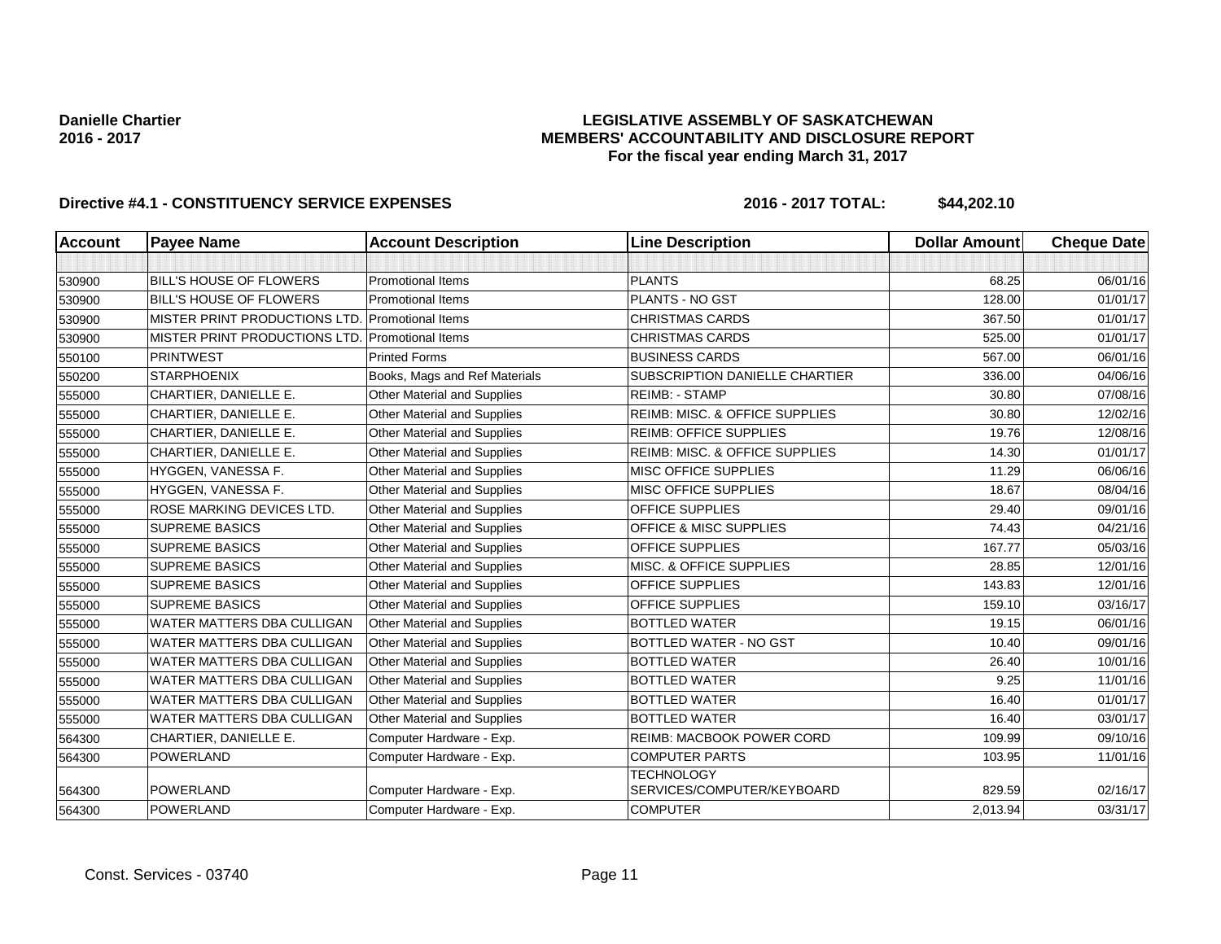**Danielle Chartier**
**2016 - 2017**

# LEGISLATIVE ASSEMBLY OF SASKATCHEWAN
## MEMBERS' ACCOUNTABILITY AND DISCLOSURE REPORT
### For the fiscal year ending March 31, 2017

**Directive #4.1 - CONSTITUENCY SERVICE EXPENSES** **2016 - 2017 TOTAL: $44,202.10**

| Account | Payee Name | Account Description | Line Description | Dollar Amount | Cheque Date |
|---|---|---|---|---|---|
| | | | | | |
| 530900 | BILL'S HOUSE OF FLOWERS | Promotional Items | PLANTS | 68.25 | 06/01/16 |
| 530900 | BILL'S HOUSE OF FLOWERS | Promotional Items | PLANTS - NO GST | 128.00 | 01/01/17 |
| 530900 | MISTER PRINT PRODUCTIONS LTD. | Promotional Items | CHRISTMAS CARDS | 367.50 | 01/01/17 |
| 530900 | MISTER PRINT PRODUCTIONS LTD. | Promotional Items | CHRISTMAS CARDS | 525.00 | 01/01/17 |
| 550100 | PRINTWEST | Printed Forms | BUSINESS CARDS | 567.00 | 06/01/16 |
| 550200 | STARPHOENIX | Books, Mags and Ref Materials | SUBSCRIPTION DANIELLE CHARTIER | 336.00 | 04/06/16 |
| 555000 | CHARTIER, DANIELLE E. | Other Material and Supplies | REIMB: - STAMP | 30.80 | 07/08/16 |
| 555000 | CHARTIER, DANIELLE E. | Other Material and Supplies | REIMB: MISC. & OFFICE SUPPLIES | 30.80 | 12/02/16 |
| 555000 | CHARTIER, DANIELLE E. | Other Material and Supplies | REIMB: OFFICE SUPPLIES | 19.76 | 12/08/16 |
| 555000 | CHARTIER, DANIELLE E. | Other Material and Supplies | REIMB: MISC. & OFFICE SUPPLIES | 14.30 | 01/01/17 |
| 555000 | HYGGEN, VANESSA F. | Other Material and Supplies | MISC OFFICE SUPPLIES | 11.29 | 06/06/16 |
| 555000 | HYGGEN, VANESSA F. | Other Material and Supplies | MISC OFFICE SUPPLIES | 18.67 | 08/04/16 |
| 555000 | ROSE MARKING DEVICES LTD. | Other Material and Supplies | OFFICE SUPPLIES | 29.40 | 09/01/16 |
| 555000 | SUPREME BASICS | Other Material and Supplies | OFFICE & MISC SUPPLIES | 74.43 | 04/21/16 |
| 555000 | SUPREME BASICS | Other Material and Supplies | OFFICE SUPPLIES | 167.77 | 05/03/16 |
| 555000 | SUPREME BASICS | Other Material and Supplies | MISC. & OFFICE SUPPLIES | 28.85 | 12/01/16 |
| 555000 | SUPREME BASICS | Other Material and Supplies | OFFICE SUPPLIES | 143.83 | 12/01/16 |
| 555000 | SUPREME BASICS | Other Material and Supplies | OFFICE SUPPLIES | 159.10 | 03/16/17 |
| 555000 | WATER MATTERS DBA CULLIGAN | Other Material and Supplies | BOTTLED WATER | 19.15 | 06/01/16 |
| 555000 | WATER MATTERS DBA CULLIGAN | Other Material and Supplies | BOTTLED WATER - NO GST | 10.40 | 09/01/16 |
| 555000 | WATER MATTERS DBA CULLIGAN | Other Material and Supplies | BOTTLED WATER | 26.40 | 10/01/16 |
| 555000 | WATER MATTERS DBA CULLIGAN | Other Material and Supplies | BOTTLED WATER | 9.25 | 11/01/16 |
| 555000 | WATER MATTERS DBA CULLIGAN | Other Material and Supplies | BOTTLED WATER | 16.40 | 01/01/17 |
| 555000 | WATER MATTERS DBA CULLIGAN | Other Material and Supplies | BOTTLED WATER | 16.40 | 03/01/17 |
| 564300 | CHARTIER, DANIELLE E. | Computer Hardware - Exp. | REIMB: MACBOOK POWER CORD | 109.99 | 09/10/16 |
| 564300 | POWERLAND | Computer Hardware - Exp. | COMPUTER PARTS | 103.95 | 11/01/16 |
| 564300 | POWERLAND | Computer Hardware - Exp. | TECHNOLOGY SERVICES/COMPUTER/KEYBOARD | 829.59 | 02/16/17 |
| 564300 | POWERLAND | Computer Hardware - Exp. | COMPUTER | 2,013.94 | 03/31/17 |

Const. Services - 03740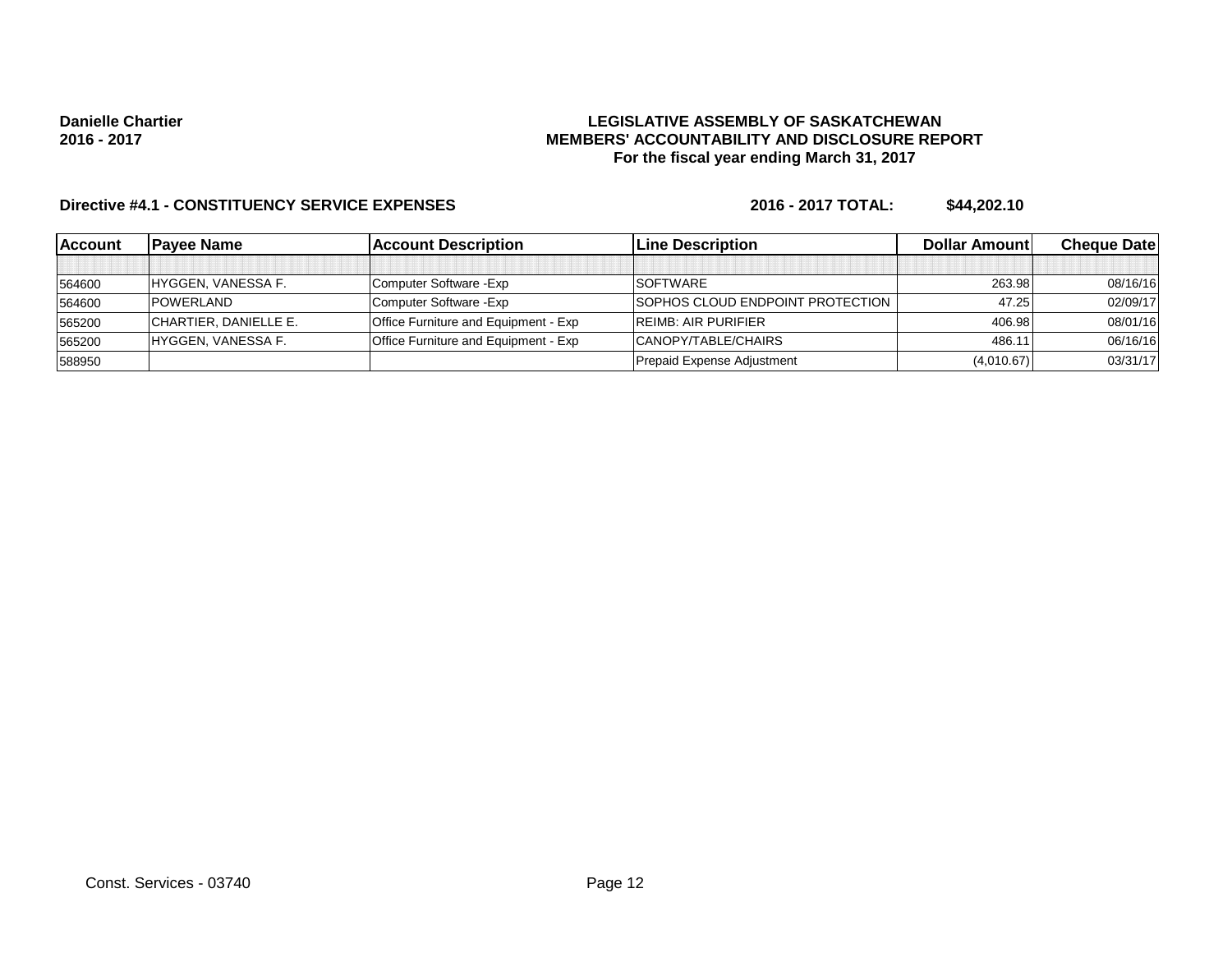**Danielle Chartier**
**2016 - 2017**

**LEGISLATIVE ASSEMBLY OF SASKATCHEWAN**
**MEMBERS' ACCOUNTABILITY AND DISCLOSURE REPORT**
**For the fiscal year ending March 31, 2017**

**Directive #4.1 - CONSTITUENCY SERVICE EXPENSES** **2016 - 2017 TOTAL: $44,202.10**

| Account | Payee Name | Account Description | Line Description | Dollar Amount | Cheque Date |
|---|---|---|---|---|---|
| | | | | | |
| 564600 | HYGGEN, VANESSA F. | Computer Software -Exp | SOFTWARE | 263.98 | 08/16/16 |
| 564600 | POWERLAND | Computer Software -Exp | SOPHOS CLOUD ENDPOINT PROTECTION | 47.25 | 02/09/17 |
| 565200 | CHARTIER, DANIELLE E. | Office Furniture and Equipment - Exp | REIMB: AIR PURIFIER | 406.98 | 08/01/16 |
| 565200 | HYGGEN, VANESSA F. | Office Furniture and Equipment - Exp | CANOPY/TABLE/CHAIRS | 486.11 | 06/16/16 |
| 588950 | | | Prepaid Expense Adjustment | (4,010.67) | 03/31/17 |

Const. Services - 03740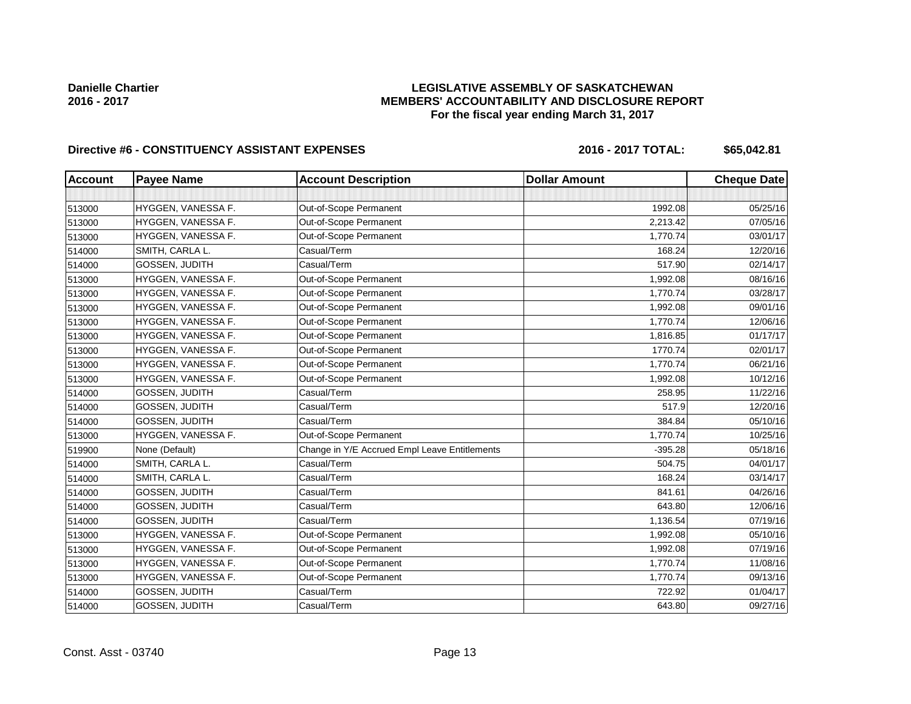**Danielle Chartier**
**2016 - 2017**

# LEGISLATIVE ASSEMBLY OF SASKATCHEWAN
## MEMBERS' ACCOUNTABILITY AND DISCLOSURE REPORT
### For the fiscal year ending March 31, 2017

**Directive #6 - CONSTITUENCY ASSISTANT EXPENSES** **2016 - 2017 TOTAL: $65,042.81**

| Account | Payee Name | Account Description | Dollar Amount | Cheque Date |
|---|---|---|---|---|
| | | | | |
| 513000 | HYGGEN, VANESSA F. | Out-of-Scope Permanent | 1992.08 | 05/25/16 |
| 513000 | HYGGEN, VANESSA F. | Out-of-Scope Permanent | 2,213.42 | 07/05/16 |
| 513000 | HYGGEN, VANESSA F. | Out-of-Scope Permanent | 1,770.74 | 03/01/17 |
| 514000 | SMITH, CARLA L. | Casual/Term | 168.24 | 12/20/16 |
| 514000 | GOSSEN, JUDITH | Casual/Term | 517.90 | 02/14/17 |
| 513000 | HYGGEN, VANESSA F. | Out-of-Scope Permanent | 1,992.08 | 08/16/16 |
| 513000 | HYGGEN, VANESSA F. | Out-of-Scope Permanent | 1,770.74 | 03/28/17 |
| 513000 | HYGGEN, VANESSA F. | Out-of-Scope Permanent | 1,992.08 | 09/01/16 |
| 513000 | HYGGEN, VANESSA F. | Out-of-Scope Permanent | 1,770.74 | 12/06/16 |
| 513000 | HYGGEN, VANESSA F. | Out-of-Scope Permanent | 1,816.85 | 01/17/17 |
| 513000 | HYGGEN, VANESSA F. | Out-of-Scope Permanent | 1770.74 | 02/01/17 |
| 513000 | HYGGEN, VANESSA F. | Out-of-Scope Permanent | 1,770.74 | 06/21/16 |
| 513000 | HYGGEN, VANESSA F. | Out-of-Scope Permanent | 1,992.08 | 10/12/16 |
| 514000 | GOSSEN, JUDITH | Casual/Term | 258.95 | 11/22/16 |
| 514000 | GOSSEN, JUDITH | Casual/Term | 517.9 | 12/20/16 |
| 514000 | GOSSEN, JUDITH | Casual/Term | 384.84 | 05/10/16 |
| 513000 | HYGGEN, VANESSA F. | Out-of-Scope Permanent | 1,770.74 | 10/25/16 |
| 519900 | None (Default) | Change in Y/E Accrued Empl Leave Entitlements | -395.28 | 05/18/16 |
| 514000 | SMITH, CARLA L. | Casual/Term | 504.75 | 04/01/17 |
| 514000 | SMITH, CARLA L. | Casual/Term | 168.24 | 03/14/17 |
| 514000 | GOSSEN, JUDITH | Casual/Term | 841.61 | 04/26/16 |
| 514000 | GOSSEN, JUDITH | Casual/Term | 643.80 | 12/06/16 |
| 514000 | GOSSEN, JUDITH | Casual/Term | 1,136.54 | 07/19/16 |
| 513000 | HYGGEN, VANESSA F. | Out-of-Scope Permanent | 1,992.08 | 05/10/16 |
| 513000 | HYGGEN, VANESSA F. | Out-of-Scope Permanent | 1,992.08 | 07/19/16 |
| 513000 | HYGGEN, VANESSA F. | Out-of-Scope Permanent | 1,770.74 | 11/08/16 |
| 513000 | HYGGEN, VANESSA F. | Out-of-Scope Permanent | 1,770.74 | 09/13/16 |
| 514000 | GOSSEN, JUDITH | Casual/Term | 722.92 | 01/04/17 |
| 514000 | GOSSEN, JUDITH | Casual/Term | 643.80 | 09/27/16 |

Const. Asst - 03740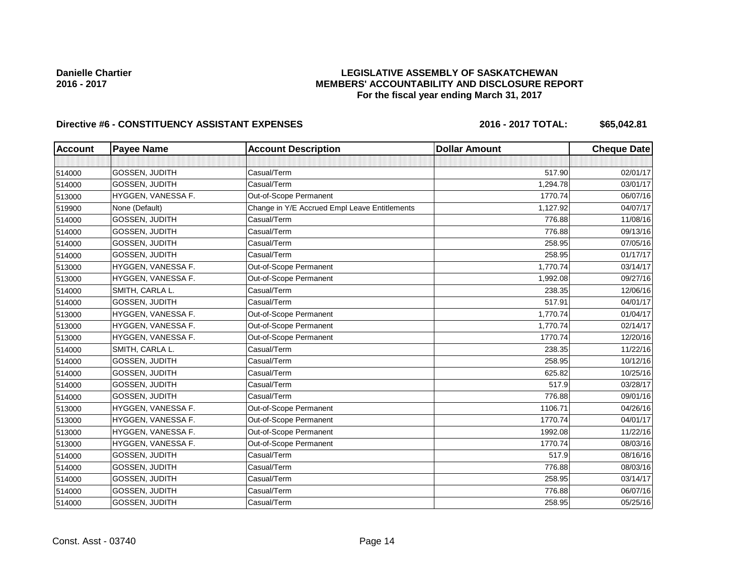**Danielle Chartier**
**2016 - 2017**

**LEGISLATIVE ASSEMBLY OF SASKATCHEWAN**
**MEMBERS' ACCOUNTABILITY AND DISCLOSURE REPORT**
**For the fiscal year ending March 31, 2017**

**Directive #6 - CONSTITUENCY ASSISTANT EXPENSES** **2016 - 2017 TOTAL: $65,042.81**

| Account | Payee Name | Account Description | Dollar Amount | Cheque Date |
|---|---|---|---|---|
| | | | | |
| 514000 | GOSSEN, JUDITH | Casual/Term | 517.90 | 02/01/17 |
| 514000 | GOSSEN, JUDITH | Casual/Term | 1,294.78 | 03/01/17 |
| 513000 | HYGGEN, VANESSA F. | Out-of-Scope Permanent | 1770.74 | 06/07/16 |
| 519900 | None (Default) | Change in Y/E Accrued Empl Leave Entitlements | 1,127.92 | 04/07/17 |
| 514000 | GOSSEN, JUDITH | Casual/Term | 776.88 | 11/08/16 |
| 514000 | GOSSEN, JUDITH | Casual/Term | 776.88 | 09/13/16 |
| 514000 | GOSSEN, JUDITH | Casual/Term | 258.95 | 07/05/16 |
| 514000 | GOSSEN, JUDITH | Casual/Term | 258.95 | 01/17/17 |
| 513000 | HYGGEN, VANESSA F. | Out-of-Scope Permanent | 1,770.74 | 03/14/17 |
| 513000 | HYGGEN, VANESSA F. | Out-of-Scope Permanent | 1,992.08 | 09/27/16 |
| 514000 | SMITH, CARLA L. | Casual/Term | 238.35 | 12/06/16 |
| 514000 | GOSSEN, JUDITH | Casual/Term | 517.91 | 04/01/17 |
| 513000 | HYGGEN, VANESSA F. | Out-of-Scope Permanent | 1,770.74 | 01/04/17 |
| 513000 | HYGGEN, VANESSA F. | Out-of-Scope Permanent | 1,770.74 | 02/14/17 |
| 513000 | HYGGEN, VANESSA F. | Out-of-Scope Permanent | 1770.74 | 12/20/16 |
| 514000 | SMITH, CARLA L. | Casual/Term | 238.35 | 11/22/16 |
| 514000 | GOSSEN, JUDITH | Casual/Term | 258.95 | 10/12/16 |
| 514000 | GOSSEN, JUDITH | Casual/Term | 625.82 | 10/25/16 |
| 514000 | GOSSEN, JUDITH | Casual/Term | 517.9 | 03/28/17 |
| 514000 | GOSSEN, JUDITH | Casual/Term | 776.88 | 09/01/16 |
| 513000 | HYGGEN, VANESSA F. | Out-of-Scope Permanent | 1106.71 | 04/26/16 |
| 513000 | HYGGEN, VANESSA F. | Out-of-Scope Permanent | 1770.74 | 04/01/17 |
| 513000 | HYGGEN, VANESSA F. | Out-of-Scope Permanent | 1992.08 | 11/22/16 |
| 513000 | HYGGEN, VANESSA F. | Out-of-Scope Permanent | 1770.74 | 08/03/16 |
| 514000 | GOSSEN, JUDITH | Casual/Term | 517.9 | 08/16/16 |
| 514000 | GOSSEN, JUDITH | Casual/Term | 776.88 | 08/03/16 |
| 514000 | GOSSEN, JUDITH | Casual/Term | 258.95 | 03/14/17 |
| 514000 | GOSSEN, JUDITH | Casual/Term | 776.88 | 06/07/16 |
| 514000 | GOSSEN, JUDITH | Casual/Term | 258.95 | 05/25/16 |

Const. Asst - 03740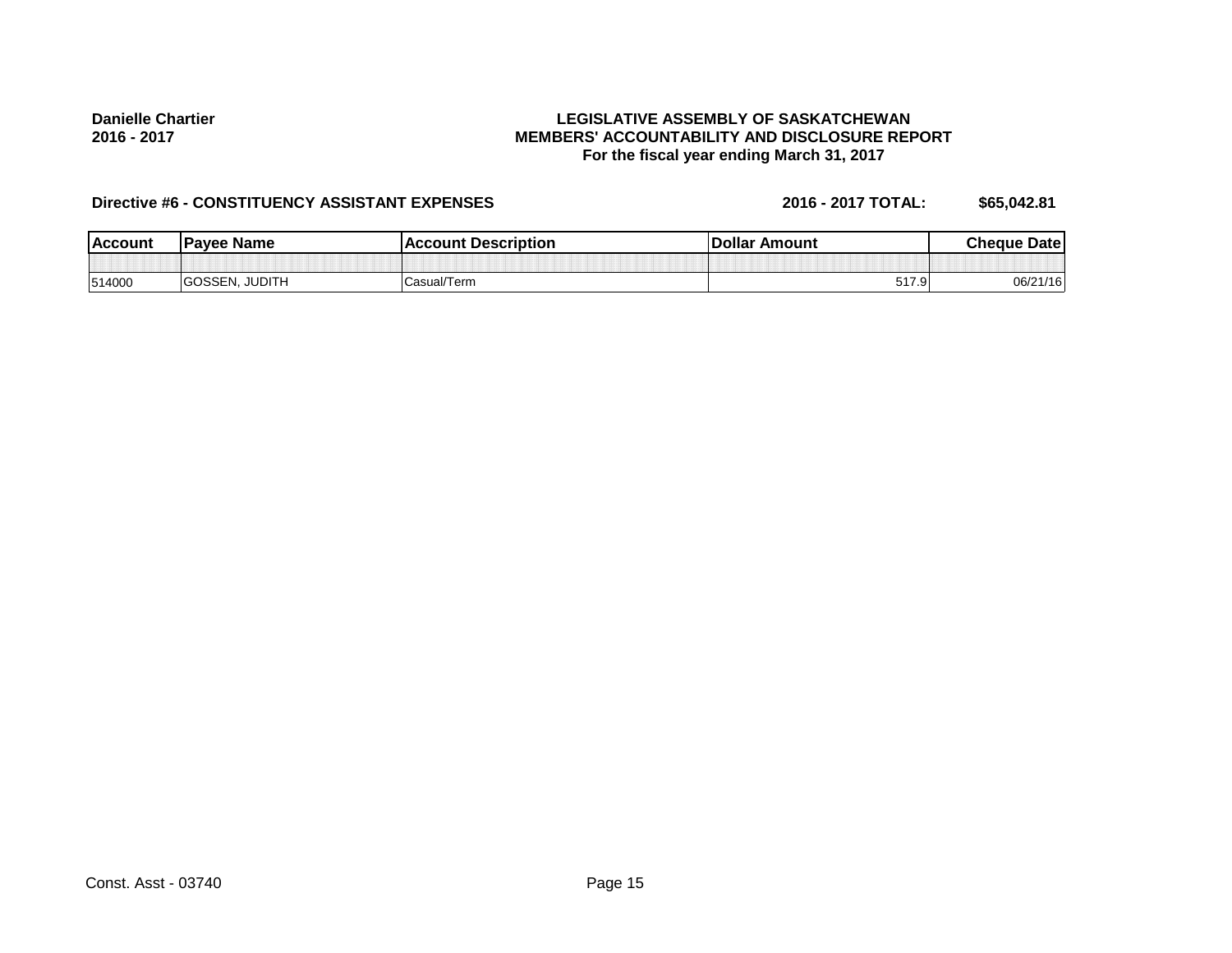Danielle Chartier
2016 - 2017

**LEGISLATIVE ASSEMBLY OF SASKATCHEWAN**
**MEMBERS' ACCOUNTABILITY AND DISCLOSURE REPORT**
**For the fiscal year ending March 31, 2017**

**Directive #6 - CONSTITUENCY ASSISTANT EXPENSES** **2016 - 2017 TOTAL: $65,042.81**

| Account | Payee Name | Account Description | Dollar Amount | Cheque Date |
|---|---|---|---|---|
| | | | | |
| 514000 | GOSSEN, JUDITH | Casual/Term | 517.9 | 06/21/16 |

Const. Asst - 03740